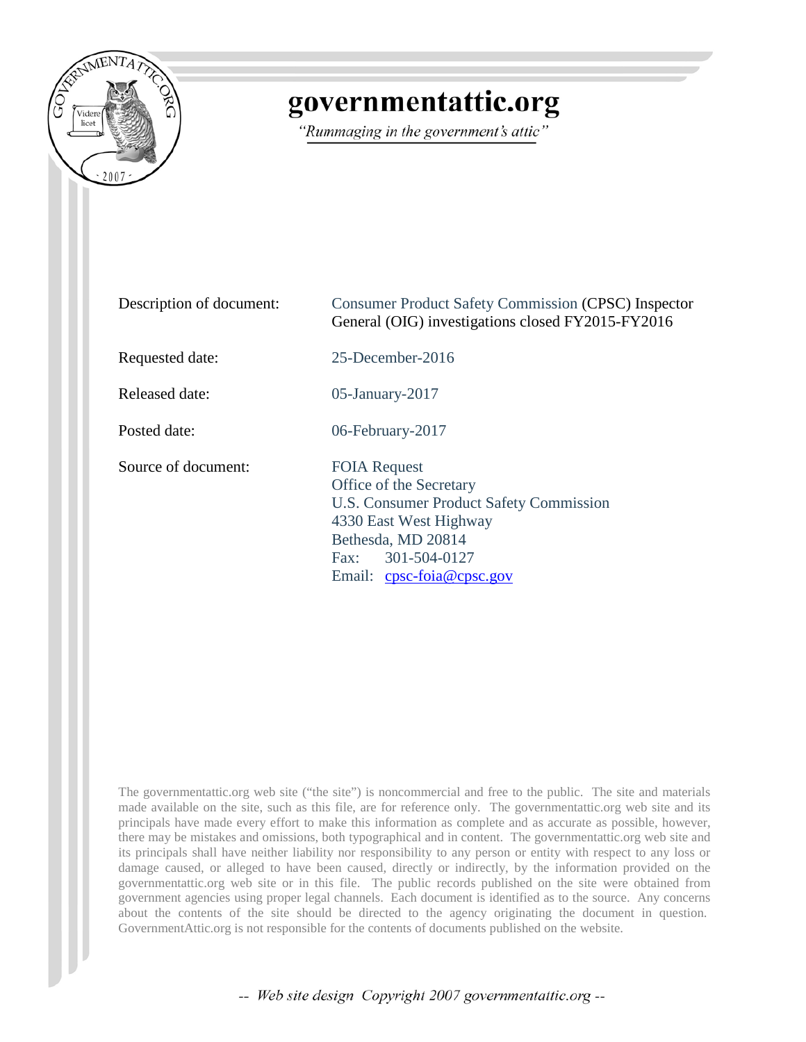# governmentattic.org

*"Rummaging in the government's attic"*

| | |
|---|---|
| Description of document: | Consumer Product Safety Commission (CPSC) Inspector General (OIG) investigations closed FY2015-FY2016 |
| Requested date: | 25-December-2016 |
| Released date: | 05-January-2017 |
| Posted date: | 06-February-2017 |
| Source of document: | FOIA Request<br>Office of the Secretary<br>U.S. Consumer Product Safety Commission<br>4330 East West Highway<br>Bethesda, MD 20814<br>Fax: 301-504-0127<br>Email: cpsc-foia@cpsc.gov |

The governmentattic.org web site ("the site") is noncommercial and free to the public. The site and materials made available on the site, such as this file, are for reference only. The governmentattic.org web site and its principals have made every effort to make this information as complete and as accurate as possible, however, there may be mistakes and omissions, both typographical and in content. The governmentattic.org web site and its principals shall have neither liability nor responsibility to any person or entity with respect to any loss or damage caused, or alleged to have been caused, directly or indirectly, by the information provided on the governmentattic.org web site or in this file. The public records published on the site were obtained from government agencies using proper legal channels. Each document is identified as to the source. Any concerns about the contents of the site should be directed to the agency originating the document in question. GovernmentAttic.org is not responsible for the contents of documents published on the website.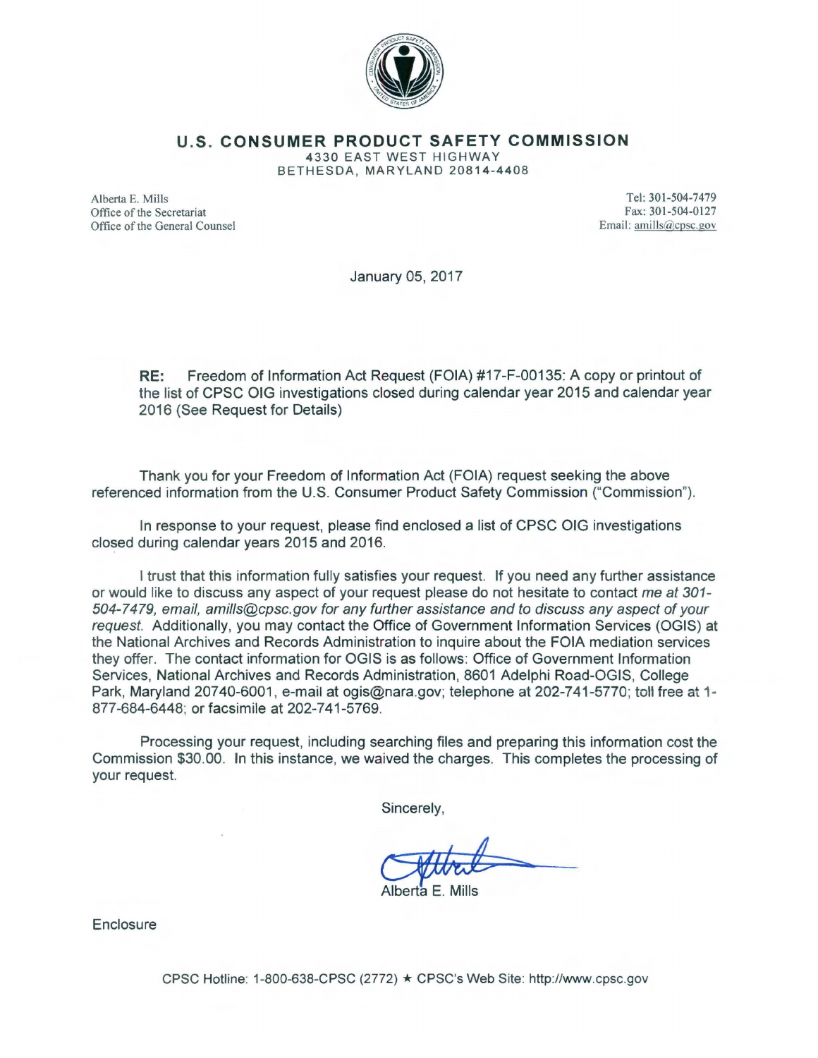# U.S. CONSUMER PRODUCT SAFETY COMMISSION

4330 EAST WEST HIGHWAY
BETHESDA, MARYLAND 20814-4408

Alberta E. Mills
Office of the Secretariat
Office of the General Counsel

Tel: 301-504-7479
Fax: 301-504-0127
Email: amills@cpsc.gov

January 05, 2017

**RE:** Freedom of Information Act Request (FOIA) #17-F-00135: A copy or printout of the list of CPSC OIG investigations closed during calendar year 2015 and calendar year 2016 (See Request for Details)

Thank you for your Freedom of Information Act (FOIA) request seeking the above referenced information from the U.S. Consumer Product Safety Commission ("Commission").

In response to your request, please find enclosed a list of CPSC OIG investigations closed during calendar years 2015 and 2016.

I trust that this information fully satisfies your request. If you need any further assistance or would like to discuss any aspect of your request please do not hesitate to contact *me at 301-504-7479, email, amills@cpsc.gov for any further assistance and to discuss any aspect of your request.* Additionally, you may contact the Office of Government Information Services (OGIS) at the National Archives and Records Administration to inquire about the FOIA mediation services they offer. The contact information for OGIS is as follows: Office of Government Information Services, National Archives and Records Administration, 8601 Adelphi Road-OGIS, College Park, Maryland 20740-6001, e-mail at ogis@nara.gov; telephone at 202-741-5770; toll free at 1-877-684-6448; or facsimile at 202-741-5769.

Processing your request, including searching files and preparing this information cost the Commission $30.00. In this instance, we waived the charges. This completes the processing of your request.

Sincerely,

Alberta E. Mills

Enclosure

CPSC Hotline: 1-800-638-CPSC (2772) ★ CPSC's Web Site: http://www.cpsc.gov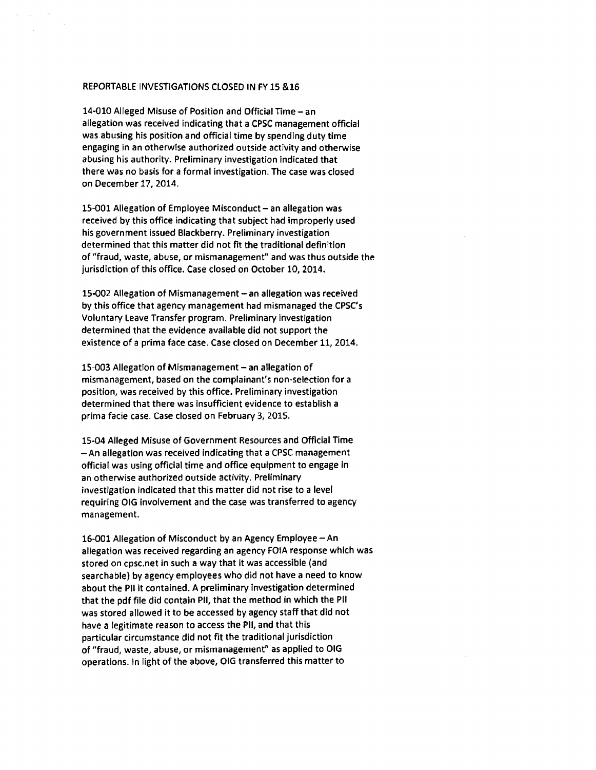REPORTABLE INVESTIGATIONS CLOSED IN FY 15 &16

14-010 Alleged Misuse of Position and Official Time – an allegation was received indicating that a CPSC management official was abusing his position and official time by spending duty time engaging in an otherwise authorized outside activity and otherwise abusing his authority. Preliminary investigation indicated that there was no basis for a formal investigation. The case was closed on December 17, 2014.

15-001 Allegation of Employee Misconduct – an allegation was received by this office indicating that subject had improperly used his government issued Blackberry. Preliminary investigation determined that this matter did not fit the traditional definition of "fraud, waste, abuse, or mismanagement" and was thus outside the jurisdiction of this office. Case closed on October 10, 2014.

15-002 Allegation of Mismanagement – an allegation was received by this office that agency management had mismanaged the CPSC's Voluntary Leave Transfer program. Preliminary investigation determined that the evidence available did not support the existence of a prima face case. Case closed on December 11, 2014.

15-003 Allegation of Mismanagement – an allegation of mismanagement, based on the complainant's non-selection for a position, was received by this office. Preliminary investigation determined that there was insufficient evidence to establish a prima facie case. Case closed on February 3, 2015.

15-04 Alleged Misuse of Government Resources and Official Time – An allegation was received indicating that a CPSC management official was using official time and office equipment to engage in an otherwise authorized outside activity. Preliminary investigation indicated that this matter did not rise to a level requiring OIG involvement and the case was transferred to agency management.

16-001 Allegation of Misconduct by an Agency Employee – An allegation was received regarding an agency FOIA response which was stored on cpsc.net in such a way that it was accessible (and searchable) by agency employees who did not have a need to know about the PII it contained. A preliminary investigation determined that the pdf file did contain PII, that the method in which the PII was stored allowed it to be accessed by agency staff that did not have a legitimate reason to access the PII, and that this particular circumstance did not fit the traditional jurisdiction of "fraud, waste, abuse, or mismanagement" as applied to OIG operations. In light of the above, OIG transferred this matter to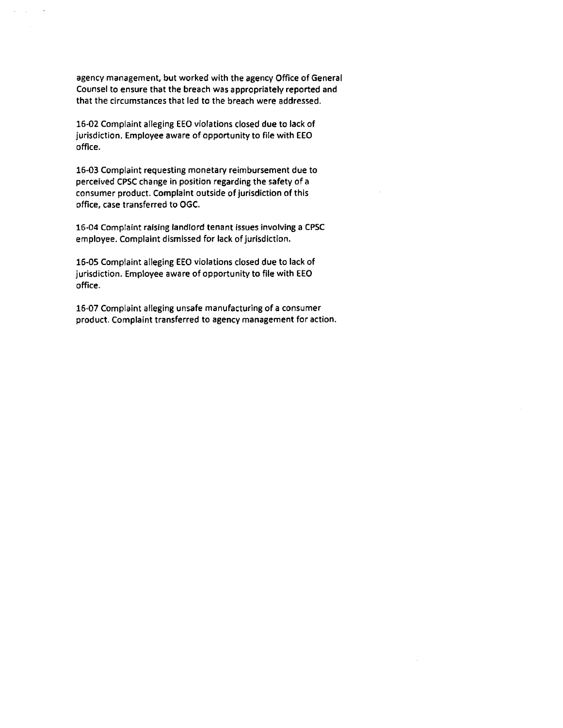agency management, but worked with the agency Office of General Counsel to ensure that the breach was appropriately reported and that the circumstances that led to the breach were addressed.

16-02 Complaint alleging EEO violations closed due to lack of jurisdiction. Employee aware of opportunity to file with EEO office.

16-03 Complaint requesting monetary reimbursement due to perceived CPSC change in position regarding the safety of a consumer product. Complaint outside of jurisdiction of this office, case transferred to OGC.

16-04 Complaint raising landlord tenant issues involving a CPSC employee. Complaint dismissed for lack of jurisdiction.

16-05 Complaint alleging EEO violations closed due to lack of jurisdiction. Employee aware of opportunity to file with EEO office.

16-07 Complaint alleging unsafe manufacturing of a consumer product. Complaint transferred to agency management for action.